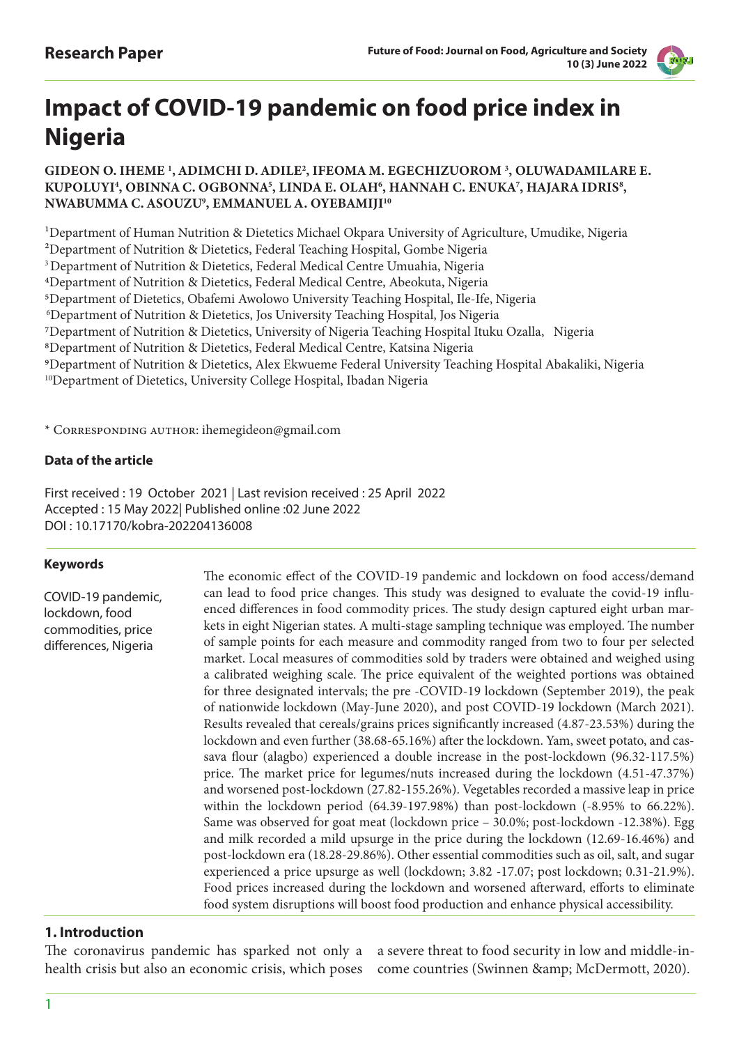**Research Paper**

# Impact of COVID-19 pandemic on food price index in Nigeria

**GIDEON O. IHEME [1], ADIMCHI D. ADILE[2], IFEOMA M. EGECHIZUOROM [3], OLUWADAMILARE E. KUPOLUYI[4], OBINNA C. OGBONNA[5], LINDA E. OLAH[6], HANNAH C. ENUKA[7], HAJARA IDRIS[8], NWABUMMA C. ASOUZU[9], EMMANUEL A. OYEBAMIJI[10]**

[1]Department of Human Nutrition & Dietetics Michael Okpara University of Agriculture, Umudike, Nigeria
[2]Department of Nutrition & Dietetics, Federal Teaching Hospital, Gombe Nigeria
[3]Department of Nutrition & Dietetics, Federal Medical Centre Umuahia, Nigeria
[4]Department of Nutrition & Dietetics, Federal Medical Centre, Abeokuta, Nigeria
[5]Department of Dietetics, Obafemi Awolowo University Teaching Hospital, Ile-Ife, Nigeria
[6]Department of Nutrition & Dietetics, Jos University Teaching Hospital, Jos Nigeria
[7]Department of Nutrition & Dietetics, University of Nigeria Teaching Hospital Ituku Ozalla, Nigeria
[8]Department of Nutrition & Dietetics, Federal Medical Centre, Katsina Nigeria
[9]Department of Nutrition & Dietetics, Alex Ekwueme Federal University Teaching Hospital Abakaliki, Nigeria
[10]Department of Dietetics, University College Hospital, Ibadan Nigeria

* Corresponding author: ihemegideon@gmail.com

**Data of the article**

First received : 19 October 2021 | Last revision received : 25 April 2022
Accepted : 15 May 2022| Published online :02 June 2022
DOI : 10.17170/kobra-202204136008

**Keywords**

COVID-19 pandemic, lockdown, food commodities, price differences, Nigeria

The economic effect of the COVID-19 pandemic and lockdown on food access/demand can lead to food price changes. This study was designed to evaluate the covid-19 influenced differences in food commodity prices. The study design captured eight urban markets in eight Nigerian states. A multi-stage sampling technique was employed. The number of sample points for each measure and commodity ranged from two to four per selected market. Local measures of commodities sold by traders were obtained and weighed using a calibrated weighing scale. The price equivalent of the weighted portions was obtained for three designated intervals; the pre -COVID-19 lockdown (September 2019), the peak of nationwide lockdown (May-June 2020), and post COVID-19 lockdown (March 2021). Results revealed that cereals/grains prices significantly increased (4.87-23.53%) during the lockdown and even further (38.68-65.16%) after the lockdown. Yam, sweet potato, and cassava flour (alagbo) experienced a double increase in the post-lockdown (96.32-117.5%) price. The market price for legumes/nuts increased during the lockdown (4.51-47.37%) and worsened post-lockdown (27.82-155.26%). Vegetables recorded a massive leap in price within the lockdown period (64.39-197.98%) than post-lockdown (-8.95% to 66.22%). Same was observed for goat meat (lockdown price – 30.0%; post-lockdown -12.38%). Egg and milk recorded a mild upsurge in the price during the lockdown (12.69-16.46%) and post-lockdown era (18.28-29.86%). Other essential commodities such as oil, salt, and sugar experienced a price upsurge as well (lockdown; 3.82 -17.07; post lockdown; 0.31-21.9%). Food prices increased during the lockdown and worsened afterward, efforts to eliminate food system disruptions will boost food production and enhance physical accessibility.

## 1. Introduction

The coronavirus pandemic has sparked not only a health crisis but also an economic crisis, which poses a severe threat to food security in low and middle-income countries (Swinnen &amp; McDermott, 2020).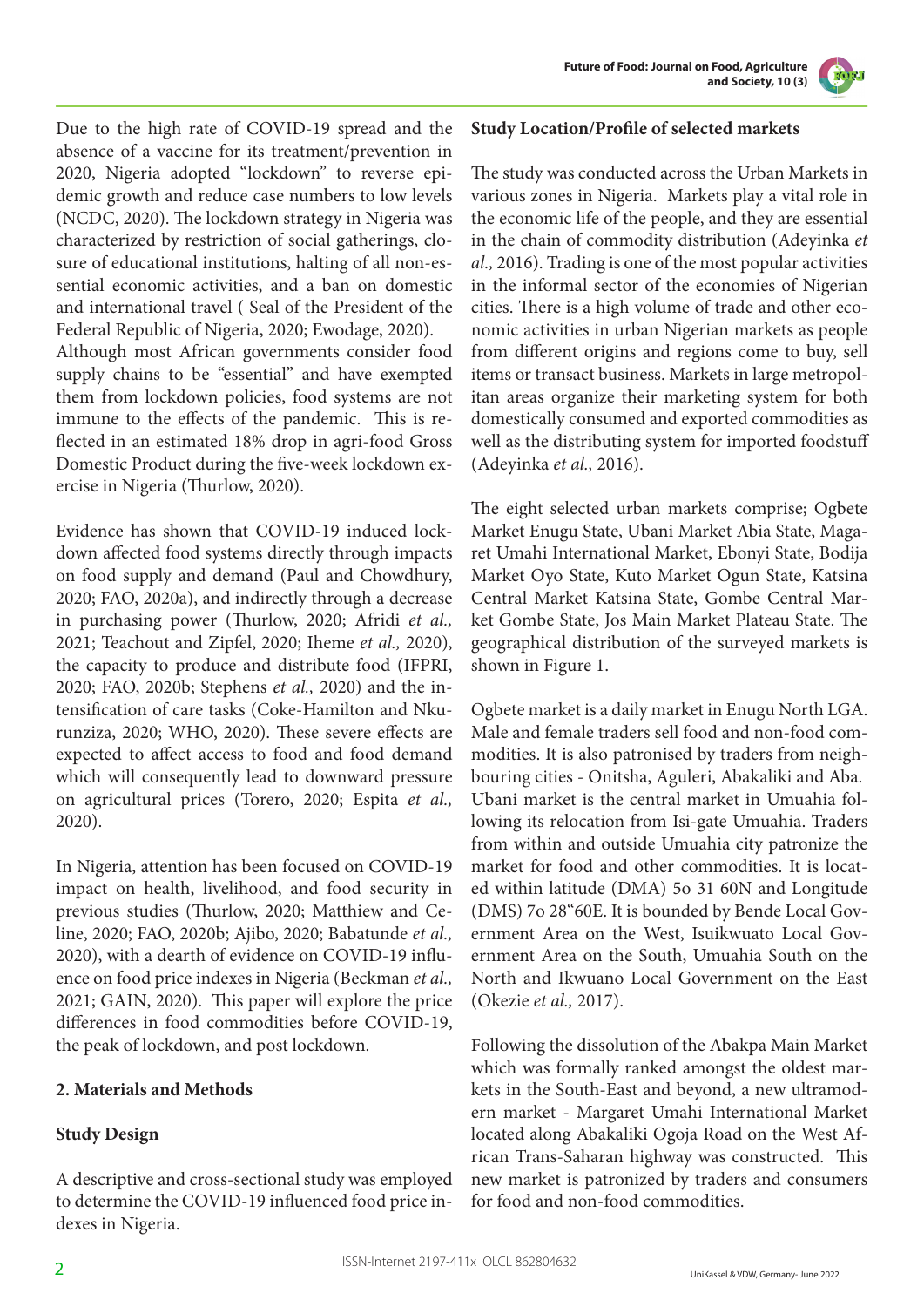Due to the high rate of COVID-19 spread and the absence of a vaccine for its treatment/prevention in 2020, Nigeria adopted "lockdown" to reverse epidemic growth and reduce case numbers to low levels (NCDC, 2020). The lockdown strategy in Nigeria was characterized by restriction of social gatherings, closure of educational institutions, halting of all non-essential economic activities, and a ban on domestic and international travel ( Seal of the President of the Federal Republic of Nigeria, 2020; Ewodage, 2020).
Although most African governments consider food supply chains to be "essential" and have exempted them from lockdown policies, food systems are not immune to the effects of the pandemic. This is reflected in an estimated 18% drop in agri-food Gross Domestic Product during the five-week lockdown exercise in Nigeria (Thurlow, 2020).

Evidence has shown that COVID-19 induced lockdown affected food systems directly through impacts on food supply and demand (Paul and Chowdhury, 2020; FAO, 2020a), and indirectly through a decrease in purchasing power (Thurlow, 2020; Afridi *et al.,* 2021; Teachout and Zipfel, 2020; Iheme *et al.,* 2020), the capacity to produce and distribute food (IFPRI, 2020; FAO, 2020b; Stephens *et al.,* 2020) and the intensification of care tasks (Coke-Hamilton and Nkurunziza, 2020; WHO, 2020). These severe effects are expected to affect access to food and food demand which will consequently lead to downward pressure on agricultural prices (Torero, 2020; Espita *et al.,* 2020).

In Nigeria, attention has been focused on COVID-19 impact on health, livelihood, and food security in previous studies (Thurlow, 2020; Matthiew and Celine, 2020; FAO, 2020b; Ajibo, 2020; Babatunde *et al.,* 2020), with a dearth of evidence on COVID-19 influence on food price indexes in Nigeria (Beckman *et al.,* 2021; GAIN, 2020). This paper will explore the price differences in food commodities before COVID-19, the peak of lockdown, and post lockdown.

## 2. Materials and Methods

### Study Design

A descriptive and cross-sectional study was employed to determine the COVID-19 influenced food price indexes in Nigeria.

### Study Location/Profile of selected markets

The study was conducted across the Urban Markets in various zones in Nigeria. Markets play a vital role in the economic life of the people, and they are essential in the chain of commodity distribution (Adeyinka *et al.,* 2016). Trading is one of the most popular activities in the informal sector of the economies of Nigerian cities. There is a high volume of trade and other economic activities in urban Nigerian markets as people from different origins and regions come to buy, sell items or transact business. Markets in large metropolitan areas organize their marketing system for both domestically consumed and exported commodities as well as the distributing system for imported foodstuff (Adeyinka *et al.,* 2016).

The eight selected urban markets comprise; Ogbete Market Enugu State, Ubani Market Abia State, Magaret Umahi International Market, Ebonyi State, Bodija Market Oyo State, Kuto Market Ogun State, Katsina Central Market Katsina State, Gombe Central Market Gombe State, Jos Main Market Plateau State. The geographical distribution of the surveyed markets is shown in Figure 1.

Ogbete market is a daily market in Enugu North LGA. Male and female traders sell food and non-food commodities. It is also patronised by traders from neighbouring cities - Onitsha, Aguleri, Abakaliki and Aba. Ubani market is the central market in Umuahia following its relocation from Isi-gate Umuahia. Traders from within and outside Umuahia city patronize the market for food and other commodities. It is located within latitude (DMA) 5o 31 60N and Longitude (DMS) 7o 28"60E. It is bounded by Bende Local Government Area on the West, Isuikwuato Local Government Area on the South, Umuahia South on the North and Ikwuano Local Government on the East (Okezie *et al.,* 2017).

Following the dissolution of the Abakpa Main Market which was formally ranked amongst the oldest markets in the South-East and beyond, a new ultramodern market - Margaret Umahi International Market located along Abakaliki Ogoja Road on the West African Trans-Saharan highway was constructed. This new market is patronized by traders and consumers for food and non-food commodities.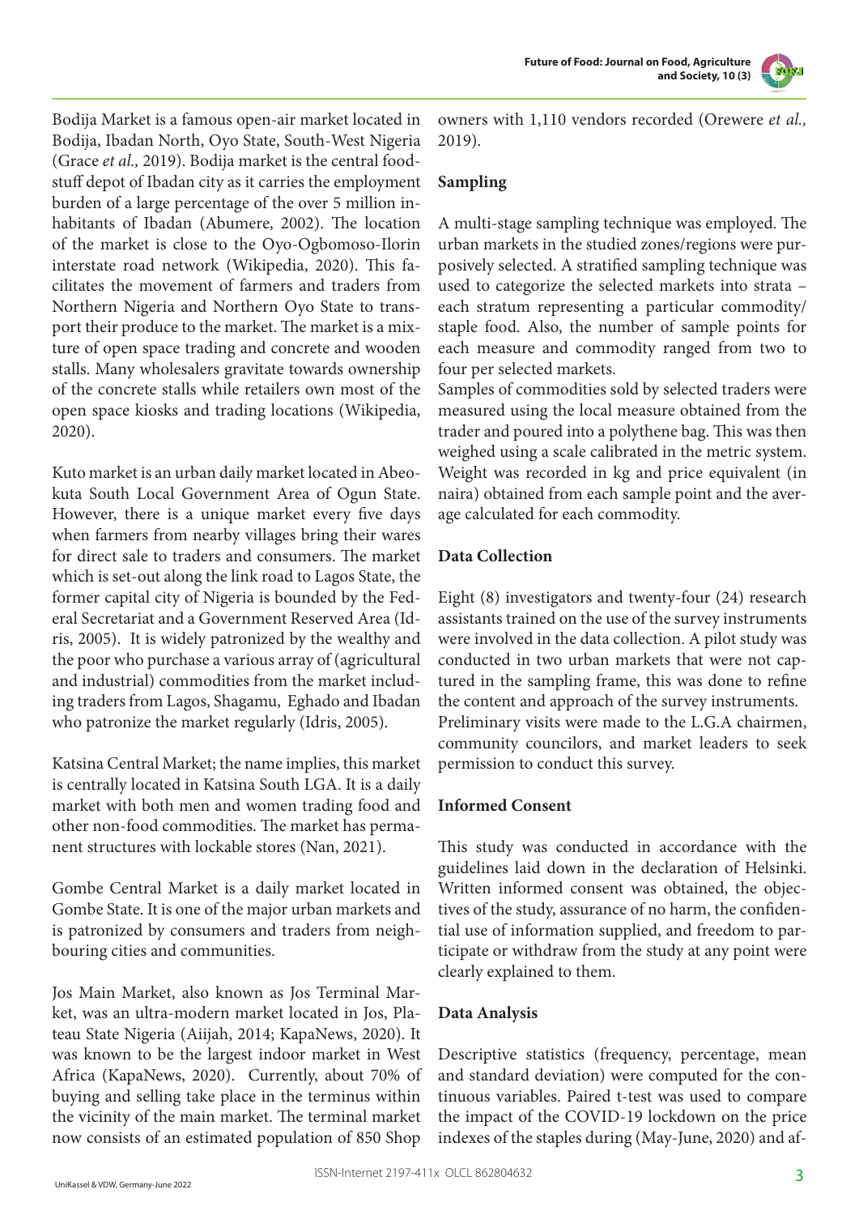Bodija Market is a famous open-air market located in Bodija, Ibadan North, Oyo State, South-West Nigeria (Grace *et al.,* 2019). Bodija market is the central foodstuff depot of Ibadan city as it carries the employment burden of a large percentage of the over 5 million inhabitants of Ibadan (Abumere, 2002). The location of the market is close to the Oyo-Ogbomoso-Ilorin interstate road network (Wikipedia, 2020). This facilitates the movement of farmers and traders from Northern Nigeria and Northern Oyo State to transport their produce to the market. The market is a mixture of open space trading and concrete and wooden stalls. Many wholesalers gravitate towards ownership of the concrete stalls while retailers own most of the open space kiosks and trading locations (Wikipedia, 2020).

Kuto market is an urban daily market located in Abeokuta South Local Government Area of Ogun State. However, there is a unique market every five days when farmers from nearby villages bring their wares for direct sale to traders and consumers. The market which is set-out along the link road to Lagos State, the former capital city of Nigeria is bounded by the Federal Secretariat and a Government Reserved Area (Idris, 2005). It is widely patronized by the wealthy and the poor who purchase a various array of (agricultural and industrial) commodities from the market including traders from Lagos, Shagamu, Eghado and Ibadan who patronize the market regularly (Idris, 2005).

Katsina Central Market; the name implies, this market is centrally located in Katsina South LGA. It is a daily market with both men and women trading food and other non-food commodities. The market has permanent structures with lockable stores (Nan, 2021).

Gombe Central Market is a daily market located in Gombe State. It is one of the major urban markets and is patronized by consumers and traders from neighbouring cities and communities.

Jos Main Market, also known as Jos Terminal Market, was an ultra-modern market located in Jos, Plateau State Nigeria (Aiijah, 2014; KapaNews, 2020). It was known to be the largest indoor market in West Africa (KapaNews, 2020). Currently, about 70% of buying and selling take place in the terminus within the vicinity of the main market. The terminal market now consists of an estimated population of 850 Shop owners with 1,110 vendors recorded (Orewere *et al.,* 2019).

## Sampling

A multi-stage sampling technique was employed. The urban markets in the studied zones/regions were purposively selected. A stratified sampling technique was used to categorize the selected markets into strata – each stratum representing a particular commodity/ staple food. Also, the number of sample points for each measure and commodity ranged from two to four per selected markets.

Samples of commodities sold by selected traders were measured using the local measure obtained from the trader and poured into a polythene bag. This was then weighed using a scale calibrated in the metric system. Weight was recorded in kg and price equivalent (in naira) obtained from each sample point and the average calculated for each commodity.

## Data Collection

Eight (8) investigators and twenty-four (24) research assistants trained on the use of the survey instruments were involved in the data collection. A pilot study was conducted in two urban markets that were not captured in the sampling frame, this was done to refine the content and approach of the survey instruments.

Preliminary visits were made to the L.G.A chairmen, community councilors, and market leaders to seek permission to conduct this survey.

## Informed Consent

This study was conducted in accordance with the guidelines laid down in the declaration of Helsinki. Written informed consent was obtained, the objectives of the study, assurance of no harm, the confidential use of information supplied, and freedom to participate or withdraw from the study at any point were clearly explained to them.

## Data Analysis

Descriptive statistics (frequency, percentage, mean and standard deviation) were computed for the continuous variables. Paired t-test was used to compare the impact of the COVID-19 lockdown on the price indexes of the staples during (May-June, 2020) and af-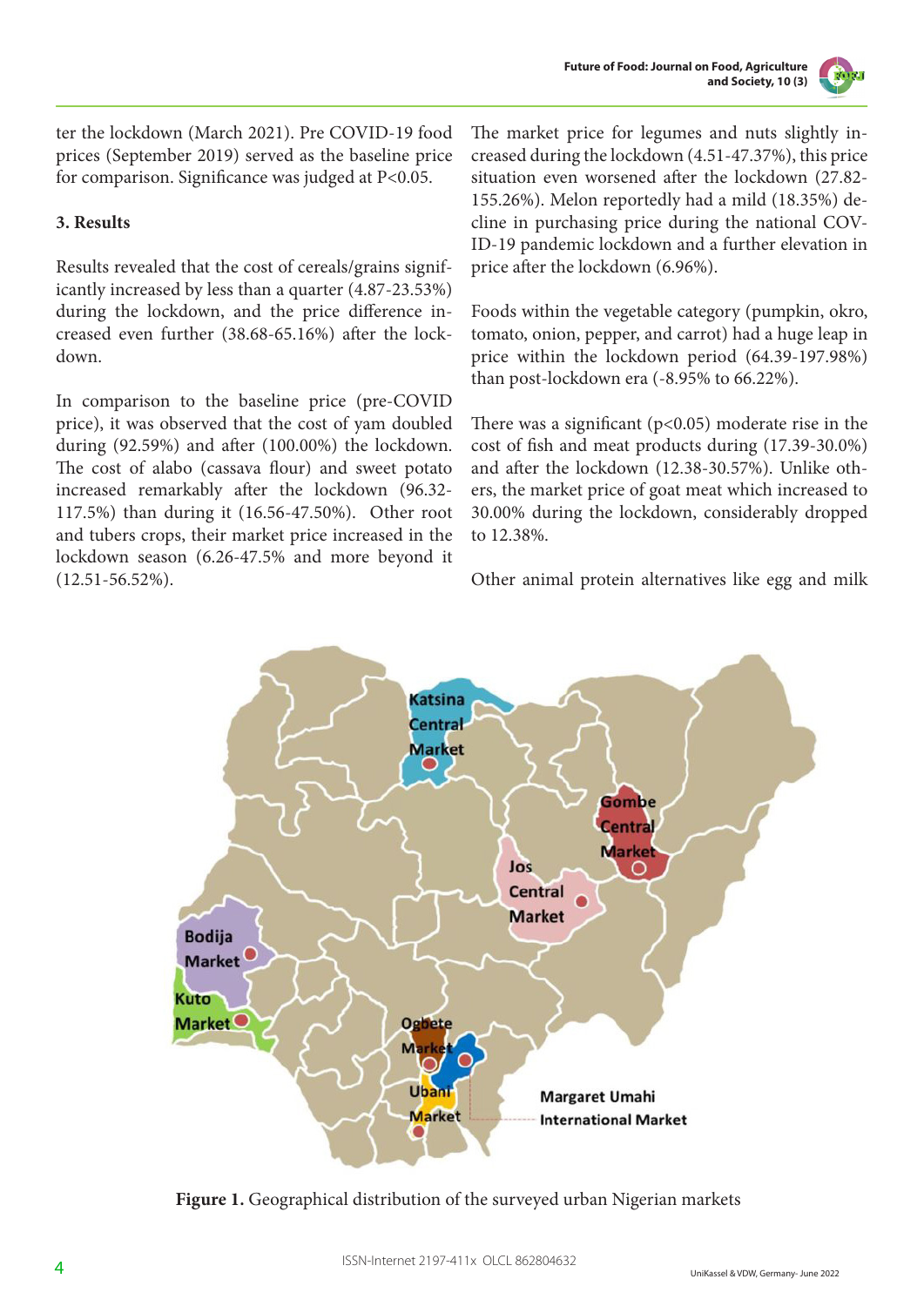ter the lockdown (March 2021). Pre COVID-19 food prices (September 2019) served as the baseline price for comparison. Significance was judged at $P<0.05$.

### 3. Results

Results revealed that the cost of cereals/grains significantly increased by less than a quarter (4.87-23.53%) during the lockdown, and the price difference increased even further (38.68-65.16%) after the lockdown.

In comparison to the baseline price (pre-COVID price), it was observed that the cost of yam doubled during (92.59%) and after (100.00%) the lockdown. The cost of alabo (cassava flour) and sweet potato increased remarkably after the lockdown (96.32-117.5%) than during it (16.56-47.50%). Other root and tubers crops, their market price increased in the lockdown season (6.26-47.5% and more beyond it (12.51-56.52%).

The market price for legumes and nuts slightly increased during the lockdown (4.51-47.37%), this price situation even worsened after the lockdown (27.82-155.26%). Melon reportedly had a mild (18.35%) decline in purchasing price during the national COVID-19 pandemic lockdown and a further elevation in price after the lockdown (6.96%).

Foods within the vegetable category (pumpkin, okro, tomato, onion, pepper, and carrot) had a huge leap in price within the lockdown period (64.39-197.98%) than post-lockdown era (-8.95% to 66.22%).

There was a significant ($p<0.05$) moderate rise in the cost of fish and meat products during (17.39-30.0%) and after the lockdown (12.38-30.57%). Unlike others, the market price of goat meat which increased to 30.00% during the lockdown, considerably dropped to 12.38%.

Other animal protein alternatives like egg and milk

**Figure 1.** Geographical distribution of the surveyed urban Nigerian markets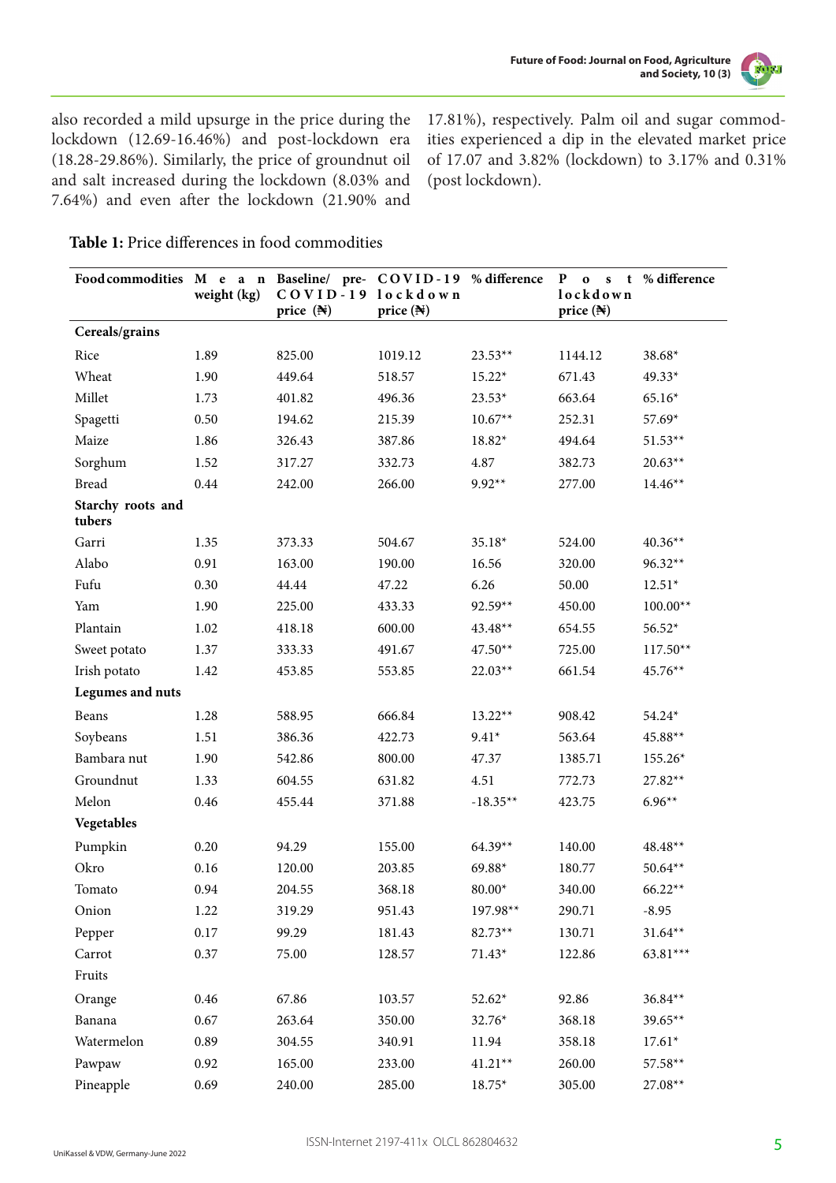also recorded a mild upsurge in the price during the lockdown (12.69-16.46%) and post-lockdown era (18.28-29.86%). Similarly, the price of groundnut oil and salt increased during the lockdown (8.03% and 7.64%) and even after the lockdown (21.90% and 17.81%), respectively. Palm oil and sugar commodities experienced a dip in the elevated market price of 17.07 and 3.82% (lockdown) to 3.17% and 0.31% (post lockdown).

**Table 1:** Price differences in food commodities

| Food commodities | Mean weight (kg) | Baseline/ pre-COVID-19 price (₦) | COVID-19 lockdown price (₦) | % difference | Post lockdown price (₦) | % difference |
|---|---|---|---|---|---|---|
| **Cereals/grains** | | | | | | |
| Rice | 1.89 | 825.00 | 1019.12 | 23.53** | 1144.12 | 38.68* |
| Wheat | 1.90 | 449.64 | 518.57 | 15.22* | 671.43 | 49.33* |
| Millet | 1.73 | 401.82 | 496.36 | 23.53* | 663.64 | 65.16* |
| Spagetti | 0.50 | 194.62 | 215.39 | 10.67** | 252.31 | 57.69* |
| Maize | 1.86 | 326.43 | 387.86 | 18.82* | 494.64 | 51.53** |
| Sorghum | 1.52 | 317.27 | 332.73 | 4.87 | 382.73 | 20.63** |
| Bread | 0.44 | 242.00 | 266.00 | 9.92** | 277.00 | 14.46** |
| **Starchy roots and tubers** | | | | | | |
| Garri | 1.35 | 373.33 | 504.67 | 35.18* | 524.00 | 40.36** |
| Alabo | 0.91 | 163.00 | 190.00 | 16.56 | 320.00 | 96.32** |
| Fufu | 0.30 | 44.44 | 47.22 | 6.26 | 50.00 | 12.51* |
| Yam | 1.90 | 225.00 | 433.33 | 92.59** | 450.00 | 100.00** |
| Plantain | 1.02 | 418.18 | 600.00 | 43.48** | 654.55 | 56.52* |
| Sweet potato | 1.37 | 333.33 | 491.67 | 47.50** | 725.00 | 117.50** |
| Irish potato | 1.42 | 453.85 | 553.85 | 22.03** | 661.54 | 45.76** |
| **Legumes and nuts** | | | | | | |
| Beans | 1.28 | 588.95 | 666.84 | 13.22** | 908.42 | 54.24* |
| Soybeans | 1.51 | 386.36 | 422.73 | 9.41* | 563.64 | 45.88** |
| Bambara nut | 1.90 | 542.86 | 800.00 | 47.37 | 1385.71 | 155.26* |
| Groundnut | 1.33 | 604.55 | 631.82 | 4.51 | 772.73 | 27.82** |
| Melon | 0.46 | 455.44 | 371.88 | -18.35** | 423.75 | 6.96** |
| **Vegetables** | | | | | | |
| Pumpkin | 0.20 | 94.29 | 155.00 | 64.39** | 140.00 | 48.48** |
| Okro | 0.16 | 120.00 | 203.85 | 69.88* | 180.77 | 50.64** |
| Tomato | 0.94 | 204.55 | 368.18 | 80.00* | 340.00 | 66.22** |
| Onion | 1.22 | 319.29 | 951.43 | 197.98** | 290.71 | -8.95 |
| Pepper | 0.17 | 99.29 | 181.43 | 82.73** | 130.71 | 31.64** |
| Carrot | 0.37 | 75.00 | 128.57 | 71.43* | 122.86 | 63.81*** |
| Fruits | | | | | | |
| Orange | 0.46 | 67.86 | 103.57 | 52.62* | 92.86 | 36.84** |
| Banana | 0.67 | 263.64 | 350.00 | 32.76* | 368.18 | 39.65** |
| Watermelon | 0.89 | 304.55 | 340.91 | 11.94 | 358.18 | 17.61* |
| Pawpaw | 0.92 | 165.00 | 233.00 | 41.21** | 260.00 | 57.58** |
| Pineapple | 0.69 | 240.00 | 285.00 | 18.75* | 305.00 | 27.08** |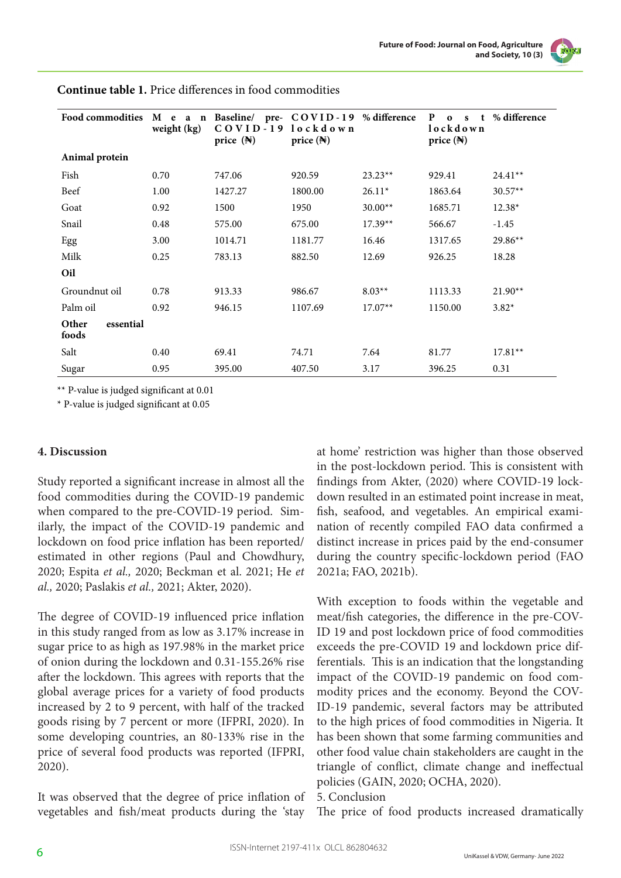**Continue table 1.** Price differences in food commodities

| Food commodities | Mean weight (kg) | Baseline/ pre-COVID-19 price (₦) | COVID-19 lockdown price (₦) | % difference | Post lockdown price (₦) | % difference |
|---|---|---|---|---|---|---|
| **Animal protein** | | | | | | |
| Fish | 0.70 | 747.06 | 920.59 | 23.23** | 929.41 | 24.41** |
| Beef | 1.00 | 1427.27 | 1800.00 | 26.11* | 1863.64 | 30.57** |
| Goat | 0.92 | 1500 | 1950 | 30.00** | 1685.71 | 12.38* |
| Snail | 0.48 | 575.00 | 675.00 | 17.39** | 566.67 | -1.45 |
| Egg | 3.00 | 1014.71 | 1181.77 | 16.46 | 1317.65 | 29.86** |
| Milk | 0.25 | 783.13 | 882.50 | 12.69 | 926.25 | 18.28 |
| **Oil** | | | | | | |
| Groundnut oil | 0.78 | 913.33 | 986.67 | 8.03** | 1113.33 | 21.90** |
| Palm oil | 0.92 | 946.15 | 1107.69 | 17.07** | 1150.00 | 3.82* |
| **Other essential foods** | | | | | | |
| Salt | 0.40 | 69.41 | 74.71 | 7.64 | 81.77 | 17.81** |
| Sugar | 0.95 | 395.00 | 407.50 | 3.17 | 396.25 | 0.31 |

** P-value is judged significant at 0.01

* P-value is judged significant at 0.05

## 4. Discussion

Study reported a significant increase in almost all the food commodities during the COVID-19 pandemic when compared to the pre-COVID-19 period. Similarly, the impact of the COVID-19 pandemic and lockdown on food price inflation has been reported/ estimated in other regions (Paul and Chowdhury, 2020; Espita *et al.,* 2020; Beckman et al. 2021; He *et al.,* 2020; Paslakis *et al.,* 2021; Akter, 2020).

The degree of COVID-19 influenced price inflation in this study ranged from as low as 3.17% increase in sugar price to as high as 197.98% in the market price of onion during the lockdown and 0.31-155.26% rise after the lockdown. This agrees with reports that the global average prices for a variety of food products increased by 2 to 9 percent, with half of the tracked goods rising by 7 percent or more (IFPRI, 2020). In some developing countries, an 80-133% rise in the price of several food products was reported (IFPRI, 2020).

It was observed that the degree of price inflation of vegetables and fish/meat products during the 'stay at home' restriction was higher than those observed in the post-lockdown period. This is consistent with findings from Akter, (2020) where COVID-19 lockdown resulted in an estimated point increase in meat, fish, seafood, and vegetables. An empirical examination of recently compiled FAO data confirmed a distinct increase in prices paid by the end-consumer during the country specific-lockdown period (FAO 2021a; FAO, 2021b).

With exception to foods within the vegetable and meat/fish categories, the difference in the pre-COVID 19 and post lockdown price of food commodities exceeds the pre-COVID 19 and lockdown price differentials. This is an indication that the longstanding impact of the COVID-19 pandemic on food commodity prices and the economy. Beyond the COVID-19 pandemic, several factors may be attributed to the high prices of food commodities in Nigeria. It has been shown that some farming communities and other food value chain stakeholders are caught in the triangle of conflict, climate change and ineffectual policies (GAIN, 2020; OCHA, 2020).

## 5. Conclusion

The price of food products increased dramatically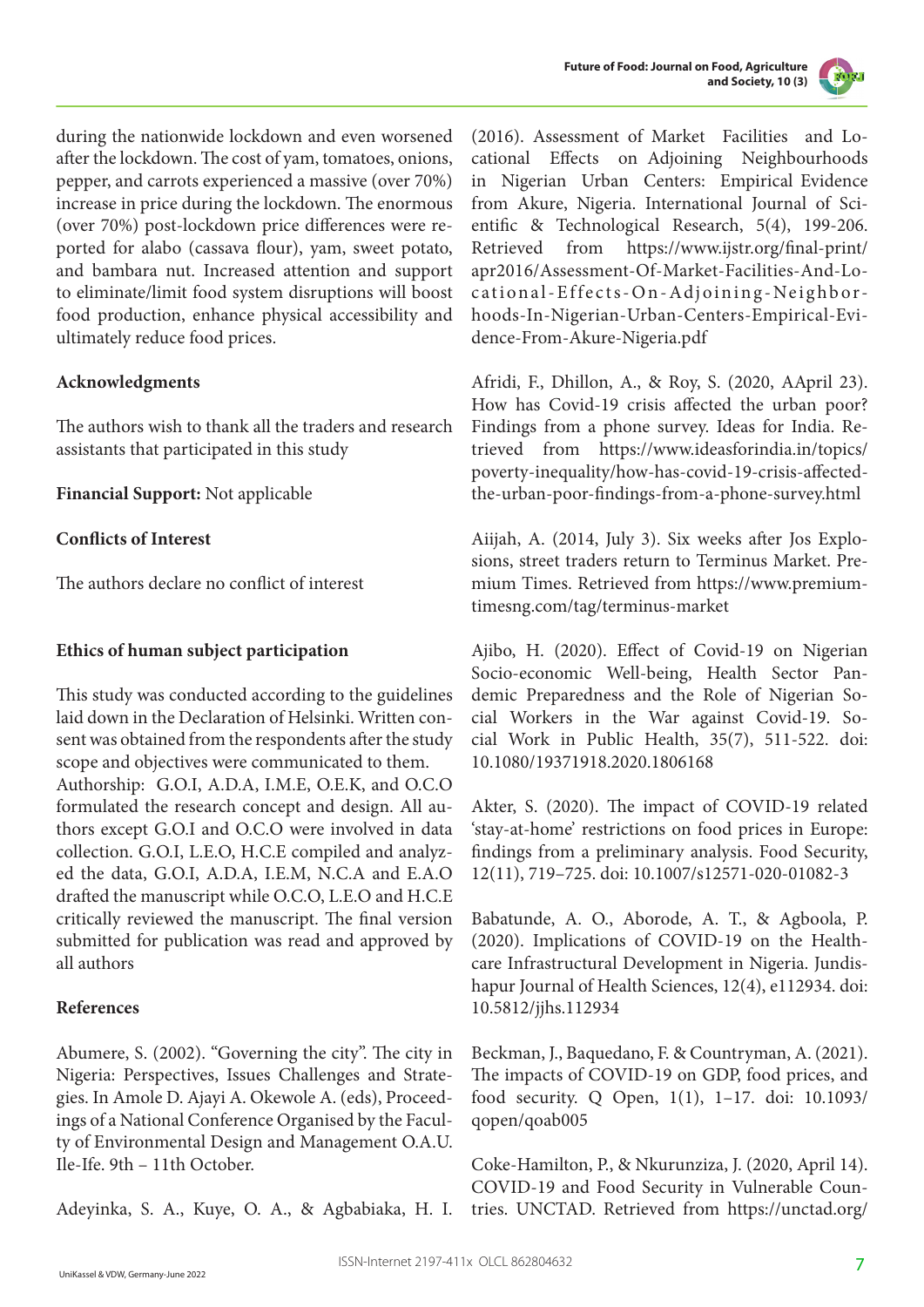during the nationwide lockdown and even worsened after the lockdown. The cost of yam, tomatoes, onions, pepper, and carrots experienced a massive (over 70%) increase in price during the lockdown. The enormous (over 70%) post-lockdown price differences were reported for alabo (cassava flour), yam, sweet potato, and bambara nut. Increased attention and support to eliminate/limit food system disruptions will boost food production, enhance physical accessibility and ultimately reduce food prices.

## Acknowledgments

The authors wish to thank all the traders and research assistants that participated in this study

**Financial Support:** Not applicable

## Conflicts of Interest

The authors declare no conflict of interest

## Ethics of human subject participation

This study was conducted according to the guidelines laid down in the Declaration of Helsinki. Written consent was obtained from the respondents after the study scope and objectives were communicated to them.
Authorship: G.O.I, A.D.A, I.M.E, O.E.K, and O.C.O formulated the research concept and design. All authors except G.O.I and O.C.O were involved in data collection. G.O.I, L.E.O, H.C.E compiled and analyzed the data, G.O.I, A.D.A, I.E.M, N.C.A and E.A.O drafted the manuscript while O.C.O, L.E.O and H.C.E critically reviewed the manuscript. The final version submitted for publication was read and approved by all authors

## References

Abumere, S. (2002). "Governing the city". The city in Nigeria: Perspectives, Issues Challenges and Strategies. In Amole D. Ajayi A. Okewole A. (eds), Proceedings of a National Conference Organised by the Faculty of Environmental Design and Management O.A.U. Ile-Ife. 9th – 11th October.

Adeyinka, S. A., Kuye, O. A., & Agbabiaka, H. I. (2016). Assessment of Market Facilities and Locational Effects on Adjoining Neighbourhoods in Nigerian Urban Centers: Empirical Evidence from Akure, Nigeria. International Journal of Scientific & Technological Research, 5(4), 199-206. Retrieved from https://www.ijstr.org/final-print/apr2016/Assessment-Of-Market-Facilities-And-Locational-Effects-On-Adjoining-Neighborhoods-In-Nigerian-Urban-Centers-Empirical-Evidence-From-Akure-Nigeria.pdf

Afridi, F., Dhillon, A., & Roy, S. (2020, AApril 23). How has Covid-19 crisis affected the urban poor? Findings from a phone survey. Ideas for India. Retrieved from https://www.ideasforindia.in/topics/poverty-inequality/how-has-covid-19-crisis-affected-the-urban-poor-findings-from-a-phone-survey.html

Aiijah, A. (2014, July 3). Six weeks after Jos Explosions, street traders return to Terminus Market. Premium Times. Retrieved from https://www.premiumtimesng.com/tag/terminus-market

Ajibo, H. (2020). Effect of Covid-19 on Nigerian Socio-economic Well-being, Health Sector Pandemic Preparedness and the Role of Nigerian Social Workers in the War against Covid-19. Social Work in Public Health, 35(7), 511-522. doi: 10.1080/19371918.2020.1806168

Akter, S. (2020). The impact of COVID-19 related 'stay-at-home' restrictions on food prices in Europe: findings from a preliminary analysis. Food Security, 12(11), 719–725. doi: 10.1007/s12571-020-01082-3

Babatunde, A. O., Aborode, A. T., & Agboola, P. (2020). Implications of COVID-19 on the Healthcare Infrastructural Development in Nigeria. Jundishapur Journal of Health Sciences, 12(4), e112934. doi: 10.5812/jjhs.112934

Beckman, J., Baquedano, F. & Countryman, A. (2021). The impacts of COVID-19 on GDP, food prices, and food security. Q Open, 1(1), 1–17. doi: 10.1093/qopen/qoab005

Coke-Hamilton, P., & Nkurunziza, J. (2020, April 14). COVID-19 and Food Security in Vulnerable Countries. UNCTAD. Retrieved from https://unctad.org/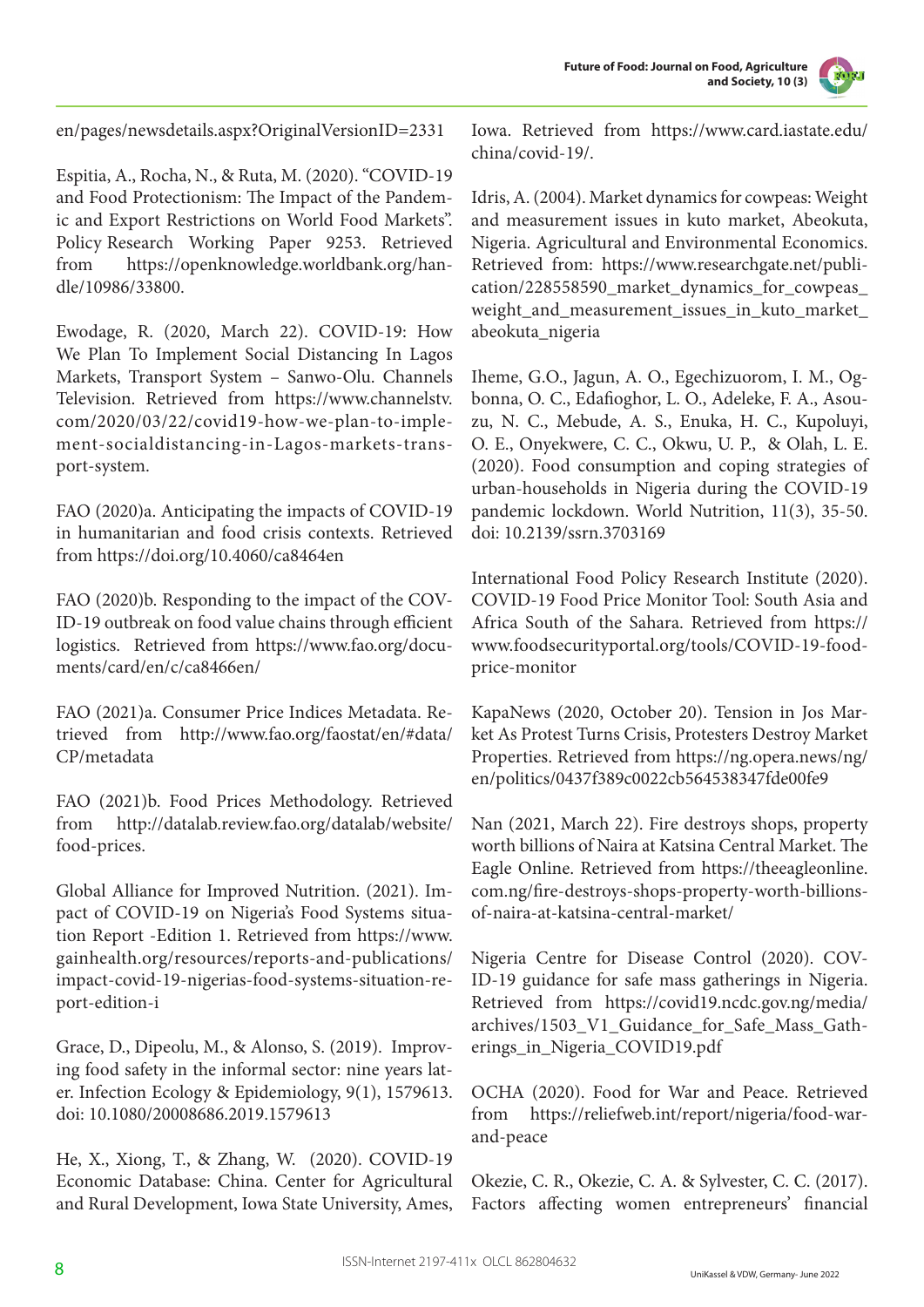en/pages/newsdetails.aspx?OriginalVersionID=2331

Espitia, A., Rocha, N., & Ruta, M. (2020). "COVID-19 and Food Protectionism: The Impact of the Pandemic and Export Restrictions on World Food Markets". Policy Research Working Paper 9253. Retrieved from https://openknowledge.worldbank.org/handle/10986/33800.

Ewodage, R. (2020, March 22). COVID-19: How We Plan To Implement Social Distancing In Lagos Markets, Transport System – Sanwo-Olu. Channels Television. Retrieved from https://www.channelstv.com/2020/03/22/covid19-how-we-plan-to-implement-socialdistancing-in-Lagos-markets-transport-system.

FAO (2020)a. Anticipating the impacts of COVID-19 in humanitarian and food crisis contexts. Retrieved from https://doi.org/10.4060/ca8464en

FAO (2020)b. Responding to the impact of the COVID-19 outbreak on food value chains through efficient logistics. Retrieved from https://www.fao.org/documents/card/en/c/ca8466en/

FAO (2021)a. Consumer Price Indices Metadata. Retrieved from http://www.fao.org/faostat/en/#data/CP/metadata

FAO (2021)b. Food Prices Methodology. Retrieved from http://datalab.review.fao.org/datalab/website/food-prices.

Global Alliance for Improved Nutrition. (2021). Impact of COVID-19 on Nigeria's Food Systems situation Report -Edition 1. Retrieved from https://www.gainhealth.org/resources/reports-and-publications/impact-covid-19-nigerias-food-systems-situation-report-edition-i

Grace, D., Dipeolu, M., & Alonso, S. (2019). Improving food safety in the informal sector: nine years later. Infection Ecology & Epidemiology, 9(1), 1579613. doi: 10.1080/20008686.2019.1579613

He, X., Xiong, T., & Zhang, W. (2020). COVID-19 Economic Database: China. Center for Agricultural and Rural Development, Iowa State University, Ames, Iowa. Retrieved from https://www.card.iastate.edu/china/covid-19/.

Idris, A. (2004). Market dynamics for cowpeas: Weight and measurement issues in kuto market, Abeokuta, Nigeria. Agricultural and Environmental Economics. Retrieved from: https://www.researchgate.net/publication/228558590_market_dynamics_for_cowpeas_weight_and_measurement_issues_in_kuto_market_abeokuta_nigeria

Iheme, G.O., Jagun, A. O., Egechizuorom, I. M., Ogbonna, O. C., Edafioghor, L. O., Adeleke, F. A., Asouzu, N. C., Mebude, A. S., Enuka, H. C., Kupoluyi, O. E., Onyekwere, C. C., Okwu, U. P., & Olah, L. E. (2020). Food consumption and coping strategies of urban-households in Nigeria during the COVID-19 pandemic lockdown. World Nutrition, 11(3), 35-50. doi: 10.2139/ssrn.3703169

International Food Policy Research Institute (2020). COVID-19 Food Price Monitor Tool: South Asia and Africa South of the Sahara. Retrieved from https://www.foodsecurityportal.org/tools/COVID-19-food-price-monitor

KapaNews (2020, October 20). Tension in Jos Market As Protest Turns Crisis, Protesters Destroy Market Properties. Retrieved from https://ng.opera.news/ng/en/politics/0437f389c0022cb564538347fde00fe9

Nan (2021, March 22). Fire destroys shops, property worth billions of Naira at Katsina Central Market. The Eagle Online. Retrieved from https://theeagleonline.com.ng/fire-destroys-shops-property-worth-billions-of-naira-at-katsina-central-market/

Nigeria Centre for Disease Control (2020). COVID-19 guidance for safe mass gatherings in Nigeria. Retrieved from https://covid19.ncdc.gov.ng/media/archives/1503_V1_Guidance_for_Safe_Mass_Gatherings_in_Nigeria_COVID19.pdf

OCHA (2020). Food for War and Peace. Retrieved from https://reliefweb.int/report/nigeria/food-war-and-peace

Okezie, C. R., Okezie, C. A. & Sylvester, C. C. (2017). Factors affecting women entrepreneurs' financial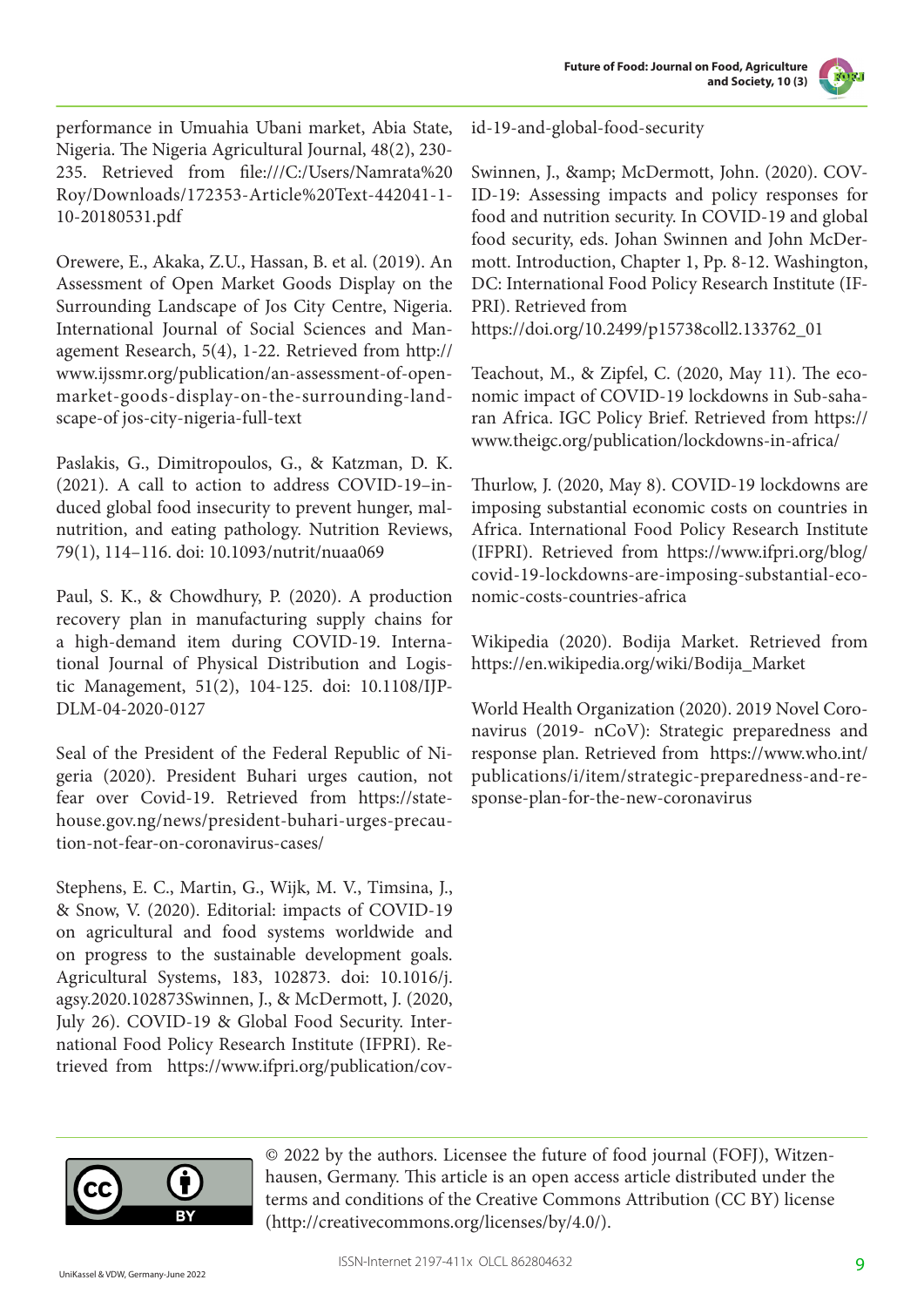performance in Umuahia Ubani market, Abia State, Nigeria. The Nigeria Agricultural Journal, 48(2), 230-235. Retrieved from file:///C:/Users/Namrata%20Roy/Downloads/172353-Article%20Text-442041-1-10-20180531.pdf

Orewere, E., Akaka, Z.U., Hassan, B. et al. (2019). An Assessment of Open Market Goods Display on the Surrounding Landscape of Jos City Centre, Nigeria. International Journal of Social Sciences and Management Research, 5(4), 1-22. Retrieved from http://www.ijssmr.org/publication/an-assessment-of-open-market-goods-display-on-the-surrounding-landscape-of jos-city-nigeria-full-text

Paslakis, G., Dimitropoulos, G., & Katzman, D. K. (2021). A call to action to address COVID-19–induced global food insecurity to prevent hunger, malnutrition, and eating pathology. Nutrition Reviews, 79(1), 114–116. doi: 10.1093/nutrit/nuaa069

Paul, S. K., & Chowdhury, P. (2020). A production recovery plan in manufacturing supply chains for a high-demand item during COVID-19. International Journal of Physical Distribution and Logistic Management, 51(2), 104-125. doi: 10.1108/IJPDLM-04-2020-0127

Seal of the President of the Federal Republic of Nigeria (2020). President Buhari urges caution, not fear over Covid-19. Retrieved from https://statehouse.gov.ng/news/president-buhari-urges-precaution-not-fear-on-coronavirus-cases/

Stephens, E. C., Martin, G., Wijk, M. V., Timsina, J., & Snow, V. (2020). Editorial: impacts of COVID-19 on agricultural and food systems worldwide and on progress to the sustainable development goals. Agricultural Systems, 183, 102873. doi: 10.1016/j.agsy.2020.102873Swinnen, J., & McDermott, J. (2020, July 26). COVID-19 & Global Food Security. International Food Policy Research Institute (IFPRI). Retrieved from https://www.ifpri.org/publication/covid-19-and-global-food-security

Swinnen, J., &amp; McDermott, John. (2020). COVID-19: Assessing impacts and policy responses for food and nutrition security. In COVID-19 and global food security, eds. Johan Swinnen and John McDermott. Introduction, Chapter 1, Pp. 8-12. Washington, DC: International Food Policy Research Institute (IFPRI). Retrieved from https://doi.org/10.2499/p15738coll2.133762_01

Teachout, M., & Zipfel, C. (2020, May 11). The economic impact of COVID-19 lockdowns in Sub-saharan Africa. IGC Policy Brief. Retrieved from https://www.theigc.org/publication/lockdowns-in-africa/

Thurlow, J. (2020, May 8). COVID-19 lockdowns are imposing substantial economic costs on countries in Africa. International Food Policy Research Institute (IFPRI). Retrieved from https://www.ifpri.org/blog/covid-19-lockdowns-are-imposing-substantial-economic-costs-countries-africa

Wikipedia (2020). Bodija Market. Retrieved from https://en.wikipedia.org/wiki/Bodija_Market

World Health Organization (2020). 2019 Novel Coronavirus (2019- nCoV): Strategic preparedness and response plan. Retrieved from https://www.who.int/publications/i/item/strategic-preparedness-and-response-plan-for-the-new-coronavirus

© 2022 by the authors. Licensee the future of food journal (FOFJ), Witzenhausen, Germany. This article is an open access article distributed under the terms and conditions of the Creative Commons Attribution (CC BY) license (http://creativecommons.org/licenses/by/4.0/).